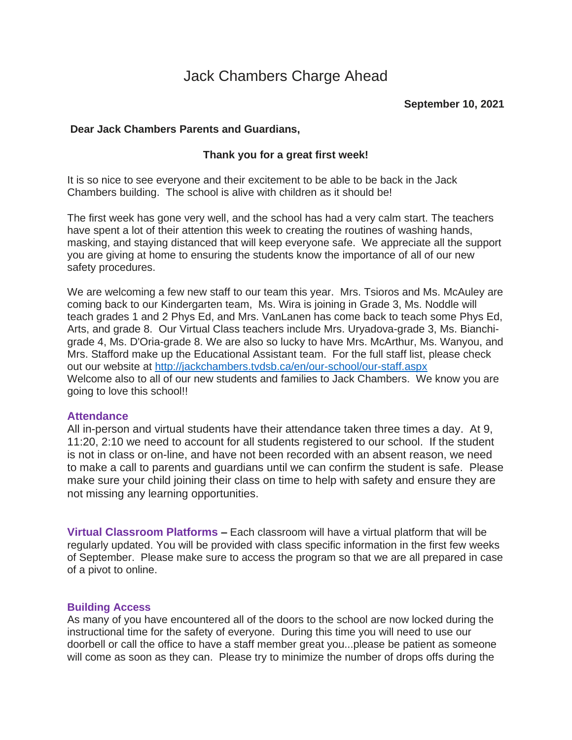# Jack Chambers Charge Ahead

**September 10, 2021**

**Dear Jack Chambers Parents and Guardians,**

**Thank you for a great first week!**

It is so nice to see everyone and their excitement to be able to be back in the Jack Chambers building. The school is alive with children as it should be!

The first week has gone very well, and the school has had a very calm start. The teachers have spent a lot of their attention this week to creating the routines of washing hands, masking, and staying distanced that will keep everyone safe. We appreciate all the support you are giving at home to ensuring the students know the importance of all of our new safety procedures.

We are welcoming a few new staff to our team this year. Mrs. Tsioros and Ms. McAuley are coming back to our Kindergarten team, Ms. Wira is joining in Grade 3, Ms. Noddle will teach grades 1 and 2 Phys Ed, and Mrs. VanLanen has come back to teach some Phys Ed, Arts, and grade 8. Our Virtual Class teachers include Mrs. Uryadova-grade 3, Ms. Bianchi-grade 4, Ms. D'Oria-grade 8. We are also so lucky to have Mrs. McArthur, Ms. Wanyou, and Mrs. Stafford make up the Educational Assistant team. For the full staff list, please check out our website at [http://jackchambers.tvdsb.ca/en/our-school/our-staff.aspx](http://jackchambers.tvdsb.ca/en/our-school/our-staff.aspx)
Welcome also to all of our new students and families to Jack Chambers. We know you are going to love this school!!

### Attendance

All in-person and virtual students have their attendance taken three times a day. At 9, 11:20, 2:10 we need to account for all students registered to our school. If the student is not in class or on-line, and have not been recorded with an absent reason, we need to make a call to parents and guardians until we can confirm the student is safe. Please make sure your child joining their class on time to help with safety and ensure they are not missing any learning opportunities.

**Virtual Classroom Platforms –** Each classroom will have a virtual platform that will be regularly updated. You will be provided with class specific information in the first few weeks of September. Please make sure to access the program so that we are all prepared in case of a pivot to online.

### Building Access

As many of you have encountered all of the doors to the school are now locked during the instructional time for the safety of everyone. During this time you will need to use our doorbell or call the office to have a staff member great you...please be patient as someone will come as soon as they can. Please try to minimize the number of drops offs during the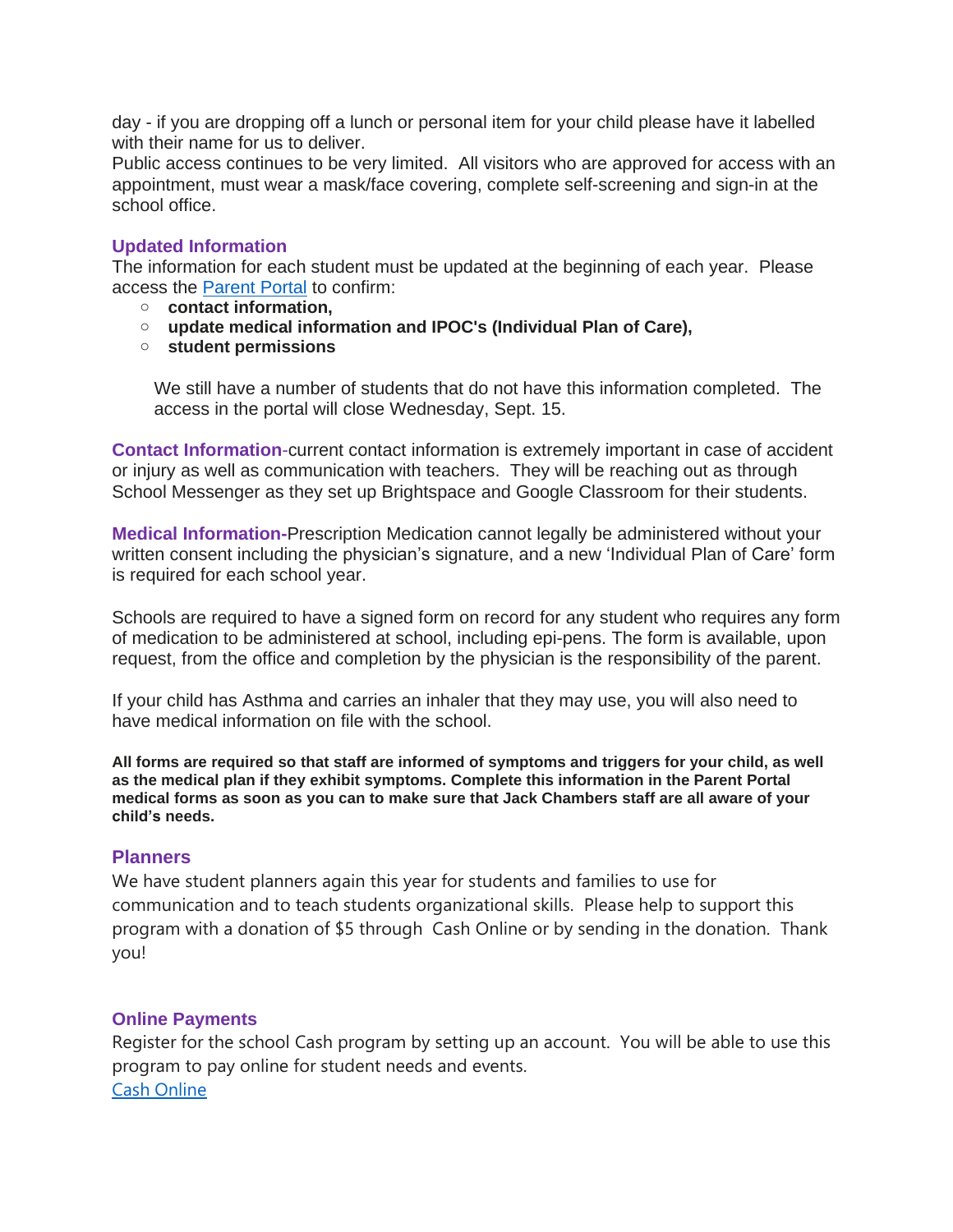day - if you are dropping off a lunch or personal item for your child please have it labelled with their name for us to deliver.
Public access continues to be very limited. All visitors who are approved for access with an appointment, must wear a mask/face covering, complete self-screening and sign-in at the school office.

### Updated Information

The information for each student must be updated at the beginning of each year. Please access the [Parent Portal]() to confirm:

- **contact information,**
- **update medical information and IPOC's (Individual Plan of Care),**
- **student permissions**

We still have a number of students that do not have this information completed. The access in the portal will close Wednesday, Sept. 15.

**Contact Information**-current contact information is extremely important in case of accident or injury as well as communication with teachers. They will be reaching out as through School Messenger as they set up Brightspace and Google Classroom for their students.

**Medical Information-**Prescription Medication cannot legally be administered without your written consent including the physician's signature, and a new 'Individual Plan of Care' form is required for each school year.

Schools are required to have a signed form on record for any student who requires any form of medication to be administered at school, including epi-pens. The form is available, upon request, from the office and completion by the physician is the responsibility of the parent.

If your child has Asthma and carries an inhaler that they may use, you will also need to have medical information on file with the school.

**All forms are required so that staff are informed of symptoms and triggers for your child, as well as the medical plan if they exhibit symptoms. Complete this information in the Parent Portal medical forms as soon as you can to make sure that Jack Chambers staff are all aware of your child's needs.**

### Planners

We have student planners again this year for students and families to use for communication and to teach students organizational skills. Please help to support this program with a donation of $5 through Cash Online or by sending in the donation. Thank you!

### Online Payments

Register for the school Cash program by setting up an account. You will be able to use this program to pay online for student needs and events.
[Cash Online]()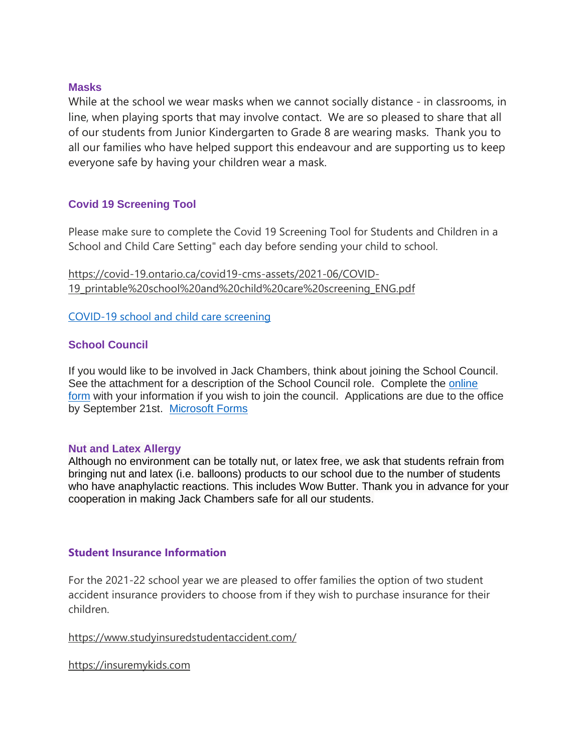### Masks

While at the school we wear masks when we cannot socially distance - in classrooms, in line, when playing sports that may involve contact. We are so pleased to share that all of our students from Junior Kindergarten to Grade 8 are wearing masks. Thank you to all our families who have helped support this endeavour and are supporting us to keep everyone safe by having your children wear a mask.

### Covid 19 Screening Tool

Please make sure to complete the Covid 19 Screening Tool for Students and Children in a School and Child Care Setting" each day before sending your child to school.

https://covid-19.ontario.ca/covid19-cms-assets/2021-06/COVID-19_printable%20school%20and%20child%20care%20screening_ENG.pdf

[COVID-19 school and child care screening]

### School Council

If you would like to be involved in Jack Chambers, think about joining the School Council. See the attachment for a description of the School Council role. Complete the [online form] with your information if you wish to join the council. Applications are due to the office by September 21st. [Microsoft Forms]

### Nut and Latex Allergy

Although no environment can be totally nut, or latex free, we ask that students refrain from bringing nut and latex (i.e. balloons) products to our school due to the number of students who have anaphylactic reactions. This includes Wow Butter. Thank you in advance for your cooperation in making Jack Chambers safe for all our students.

### Student Insurance Information

For the 2021-22 school year we are pleased to offer families the option of two student accident insurance providers to choose from if they wish to purchase insurance for their children.

https://www.studyinsuredstudentaccident.com/

https://insuremykids.com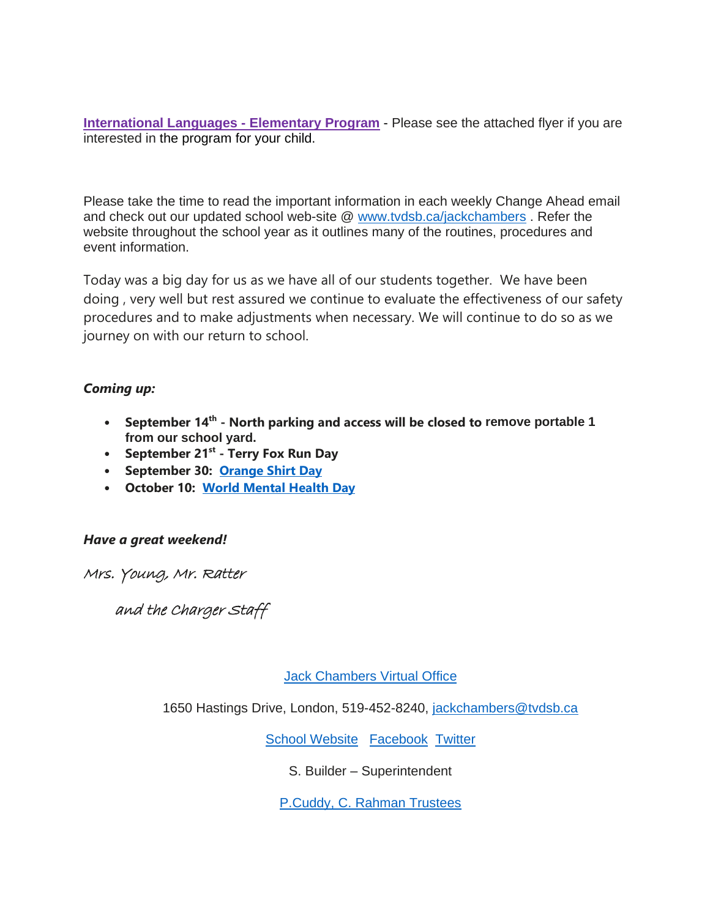**International Languages - Elementary Program** - Please see the attached flyer if you are interested in the program for your child.

Please take the time to read the important information in each weekly Change Ahead email and check out our updated school web-site @ www.tvdsb.ca/jackchambers . Refer the website throughout the school year as it outlines many of the routines, procedures and event information.

Today was a big day for us as we have all of our students together. We have been doing , very well but rest assured we continue to evaluate the effectiveness of our safety procedures and to make adjustments when necessary. We will continue to do so as we journey on with our return to school.

***Coming up:***

- **September 14th - North parking and access will be closed to remove portable 1 from our school yard.**
- **September 21st - Terry Fox Run Day**
- **September 30: Orange Shirt Day**
- **October 10: World Mental Health Day**

***Have a great weekend!***

Mrs. Young, Mr. Ratter

and the Charger Staff

Jack Chambers Virtual Office

1650 Hastings Drive, London, 519-452-8240, jackchambers@tvdsb.ca

School Website Facebook Twitter

S. Builder – Superintendent

P.Cuddy, C. Rahman Trustees